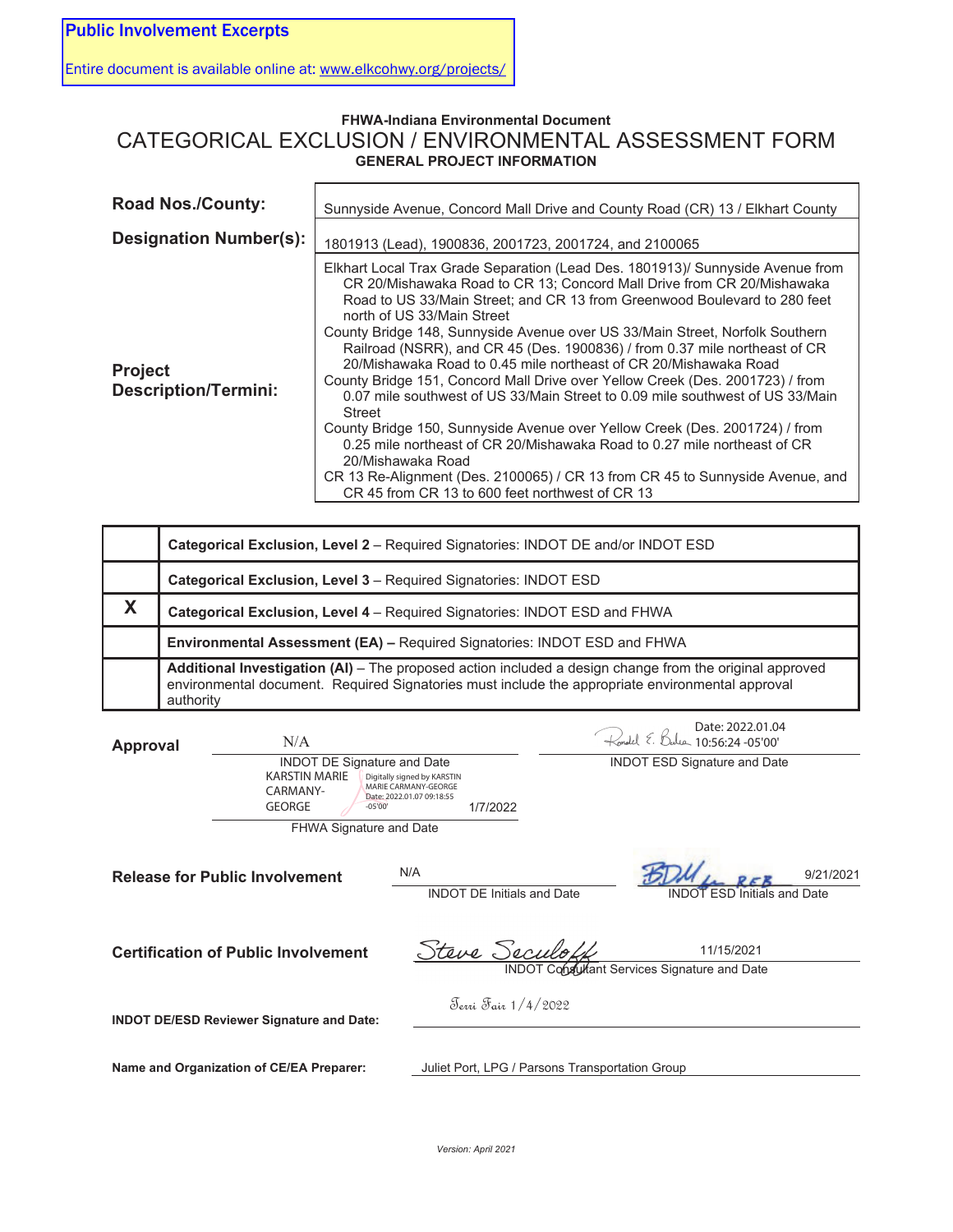**Public Involvement Excerpts**

Entire document is available online at: www.elkcohwy.org/projects/

**FHWA-Indiana Environmental Document**

# CATEGORICAL EXCLUSION / ENVIRONMENTAL ASSESSMENT FORM

**GENERAL PROJECT INFORMATION**

| | |
|---|---|
| **Road Nos./County:** | Sunnyside Avenue, Concord Mall Drive and County Road (CR) 13 / Elkhart County |
| **Designation Number(s):** | 1801913 (Lead), 1900836, 2001723, 2001724, and 2100065 |
| **Project Description/Termini:** | Elkhart Local Trax Grade Separation (Lead Des. 1801913)/ Sunnyside Avenue from CR 20/Mishawaka Road to CR 13; Concord Mall Drive from CR 20/Mishawaka Road to US 33/Main Street; and CR 13 from Greenwood Boulevard to 280 feet north of US 33/Main Street<br>County Bridge 148, Sunnyside Avenue over US 33/Main Street, Norfolk Southern Railroad (NSRR), and CR 45 (Des. 1900836) / from 0.37 mile northeast of CR 20/Mishawaka Road to 0.45 mile northeast of CR 20/Mishawaka Road<br>County Bridge 151, Concord Mall Drive over Yellow Creek (Des. 2001723) / from 0.07 mile southwest of US 33/Main Street to 0.09 mile southwest of US 33/Main Street<br>County Bridge 150, Sunnyside Avenue over Yellow Creek (Des. 2001724) / from 0.25 mile northeast of CR 20/Mishawaka Road to 0.27 mile northeast of CR 20/Mishawaka Road<br>CR 13 Re-Alignment (Des. 2100065) / CR 13 from CR 45 to Sunnyside Avenue, and CR 45 from CR 13 to 600 feet northwest of CR 13 |

| | |
|---|---|
| | **Categorical Exclusion, Level 2** – Required Signatories: INDOT DE and/or INDOT ESD |
| | **Categorical Exclusion, Level 3** – Required Signatories: INDOT ESD |
| **X** | **Categorical Exclusion, Level 4** – Required Signatories: INDOT ESD and FHWA |
| | **Environmental Assessment (EA) –** Required Signatories: INDOT ESD and FHWA |
| | **Additional Investigation (AI)** – The proposed action included a design change from the original approved environmental document. Required Signatories must include the appropriate environmental approval authority |

**Approval**

N/A
INDOT DE Signature and Date

Ronald E. Bales — Date: 2022.01.04 10:56:24 -05'00'
INDOT ESD Signature and Date

KARSTIN MARIE CARMANY-GEORGE — Digitally signed by KARSTIN MARIE CARMANY-GEORGE Date: 2022.01.07 09:18:55 -05'00' — 1/7/2022
FHWA Signature and Date

**Release for Public Involvement**

N/A
INDOT DE Initials and Date

BDM for REB — 9/21/2021
INDOT ESD Initials and Date

**Certification of Public Involvement**

Steve Seculoff — 11/15/2021
INDOT Consultant Services Signature and Date

**INDOT DE/ESD Reviewer Signature and Date:** Terri Fair 1/4/2022

**Name and Organization of CE/EA Preparer:** Juliet Port, LPG / Parsons Transportation Group

*Version: April 2021*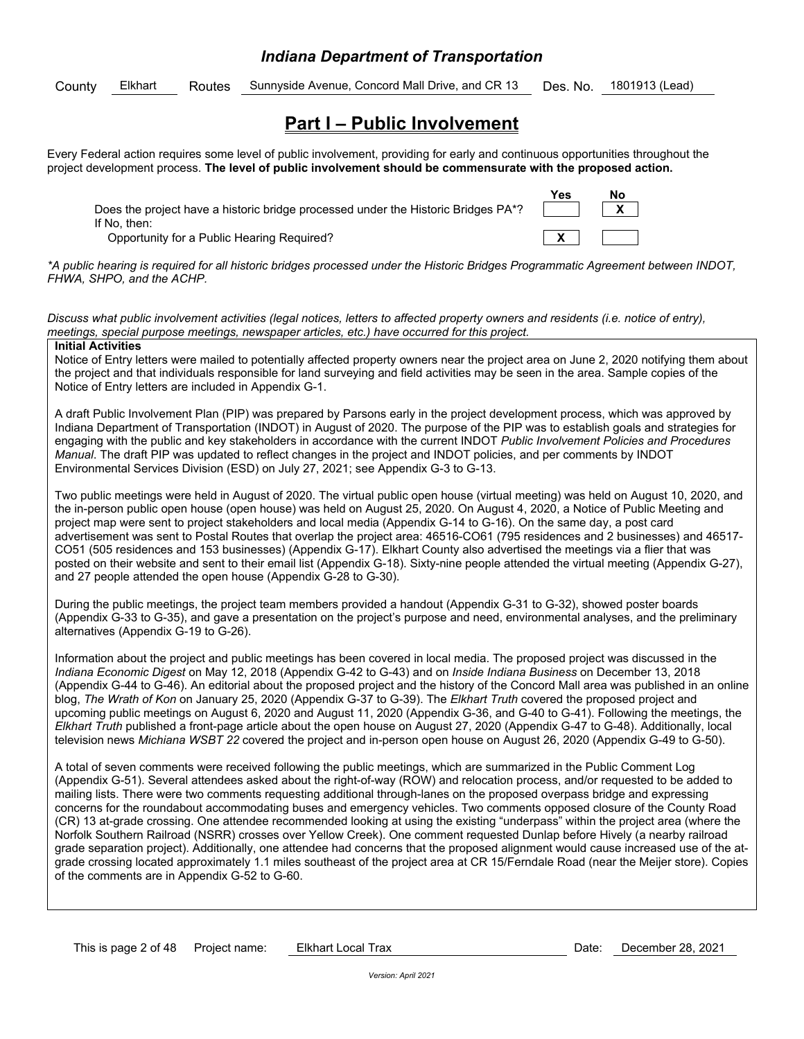*Indiana Department of Transportation*

County: Elkhart Routes: Sunnyside Avenue, Concord Mall Drive, and CR 13 Des. No. 1801913 (Lead)

## Part I – Public Involvement

Every Federal action requires some level of public involvement, providing for early and continuous opportunities throughout the project development process. **The level of public involvement should be commensurate with the proposed action.**

| | Yes | No |
|---|---|---|
| Does the project have a historic bridge processed under the Historic Bridges PA*? | | X |
| If No, then: Opportunity for a Public Hearing Required? | X | |

*\*A public hearing is required for all historic bridges processed under the Historic Bridges Programmatic Agreement between INDOT, FHWA, SHPO, and the ACHP.*

*Discuss what public involvement activities (legal notices, letters to affected property owners and residents (i.e. notice of entry), meetings, special purpose meetings, newspaper articles, etc.) have occurred for this project.*

**Initial Activities**

Notice of Entry letters were mailed to potentially affected property owners near the project area on June 2, 2020 notifying them about the project and that individuals responsible for land surveying and field activities may be seen in the area. Sample copies of the Notice of Entry letters are included in Appendix G-1.

A draft Public Involvement Plan (PIP) was prepared by Parsons early in the project development process, which was approved by Indiana Department of Transportation (INDOT) in August of 2020. The purpose of the PIP was to establish goals and strategies for engaging with the public and key stakeholders in accordance with the current INDOT *Public Involvement Policies and Procedures Manual*. The draft PIP was updated to reflect changes in the project and INDOT policies, and per comments by INDOT Environmental Services Division (ESD) on July 27, 2021; see Appendix G-3 to G-13.

Two public meetings were held in August of 2020. The virtual public open house (virtual meeting) was held on August 10, 2020, and the in-person public open house (open house) was held on August 25, 2020. On August 4, 2020, a Notice of Public Meeting and project map were sent to project stakeholders and local media (Appendix G-14 to G-16). On the same day, a post card advertisement was sent to Postal Routes that overlap the project area: 46516-CO61 (795 residences and 2 businesses) and 46517-CO51 (505 residences and 153 businesses) (Appendix G-17). Elkhart County also advertised the meetings via a flier that was posted on their website and sent to their email list (Appendix G-18). Sixty-nine people attended the virtual meeting (Appendix G-27), and 27 people attended the open house (Appendix G-28 to G-30).

During the public meetings, the project team members provided a handout (Appendix G-31 to G-32), showed poster boards (Appendix G-33 to G-35), and gave a presentation on the project's purpose and need, environmental analyses, and the preliminary alternatives (Appendix G-19 to G-26).

Information about the project and public meetings has been covered in local media. The proposed project was discussed in the *Indiana Economic Digest* on May 12, 2018 (Appendix G-42 to G-43) and on *Inside Indiana Business* on December 13, 2018 (Appendix G-44 to G-46). An editorial about the proposed project and the history of the Concord Mall area was published in an online blog, *The Wrath of Kon* on January 25, 2020 (Appendix G-37 to G-39). The *Elkhart Truth* covered the proposed project and upcoming public meetings on August 6, 2020 and August 11, 2020 (Appendix G-36, and G-40 to G-41). Following the meetings, the *Elkhart Truth* published a front-page article about the open house on August 27, 2020 (Appendix G-47 to G-48). Additionally, local television news *Michiana WSBT 22* covered the project and in-person open house on August 26, 2020 (Appendix G-49 to G-50).

A total of seven comments were received following the public meetings, which are summarized in the Public Comment Log (Appendix G-51). Several attendees asked about the right-of-way (ROW) and relocation process, and/or requested to be added to mailing lists. There were two comments requesting additional through-lanes on the proposed overpass bridge and expressing concerns for the roundabout accommodating buses and emergency vehicles. Two comments opposed closure of the County Road (CR) 13 at-grade crossing. One attendee recommended looking at using the existing "underpass" within the project area (where the Norfolk Southern Railroad (NSRR) crosses over Yellow Creek). One comment requested Dunlap before Hively (a nearby railroad grade separation project). Additionally, one attendee had concerns that the proposed alignment would cause increased use of the at-grade crossing located approximately 1.1 miles southeast of the project area at CR 15/Ferndale Road (near the Meijer store). Copies of the comments are in Appendix G-52 to G-60.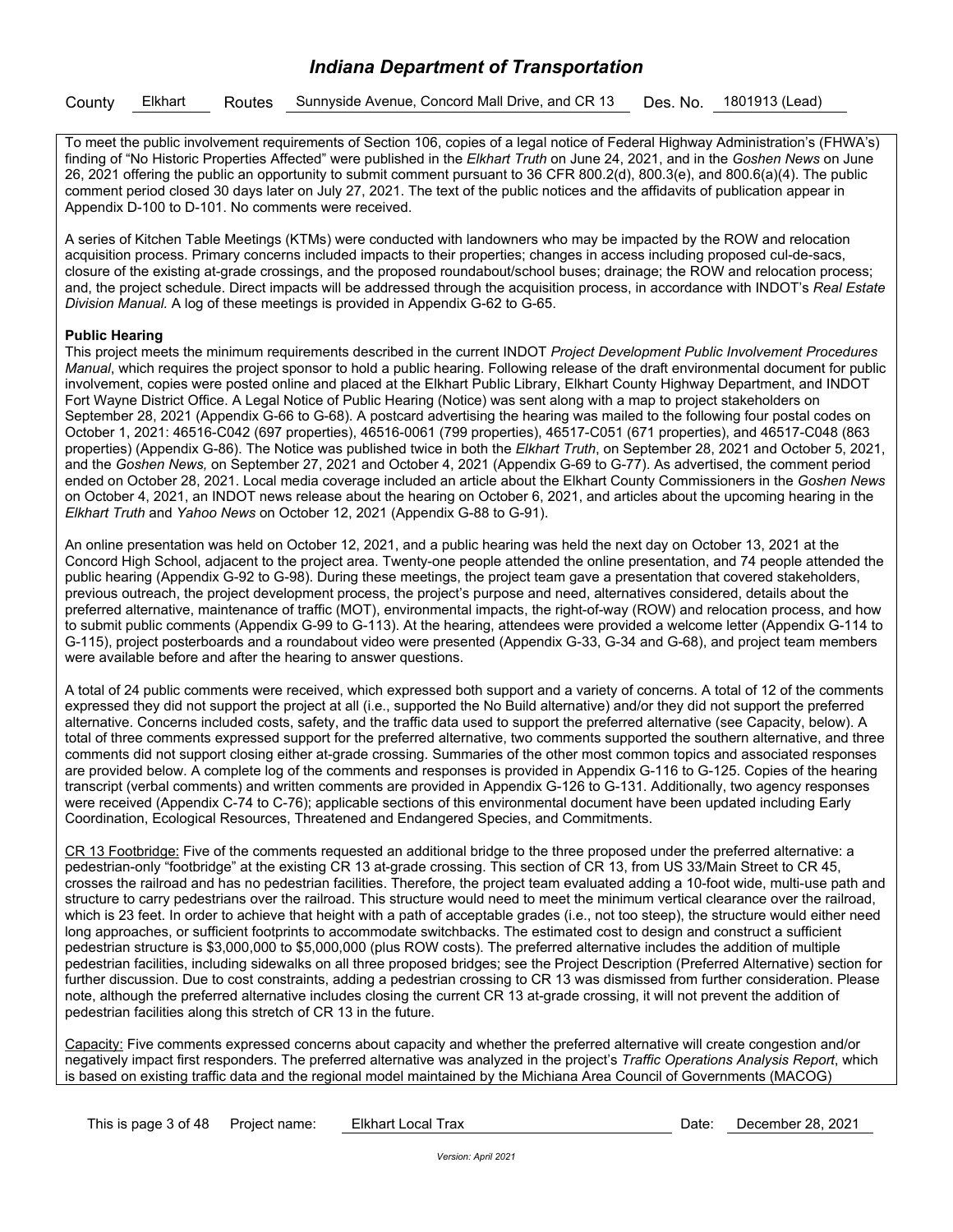To meet the public involvement requirements of Section 106, copies of a legal notice of Federal Highway Administration's (FHWA's) finding of "No Historic Properties Affected" were published in the *Elkhart Truth* on June 24, 2021, and in the *Goshen News* on June 26, 2021 offering the public an opportunity to submit comment pursuant to 36 CFR 800.2(d), 800.3(e), and 800.6(a)(4). The public comment period closed 30 days later on July 27, 2021. The text of the public notices and the affidavits of publication appear in Appendix D-100 to D-101. No comments were received.

A series of Kitchen Table Meetings (KTMs) were conducted with landowners who may be impacted by the ROW and relocation acquisition process. Primary concerns included impacts to their properties; changes in access including proposed cul-de-sacs, closure of the existing at-grade crossings, and the proposed roundabout/school buses; drainage; the ROW and relocation process; and, the project schedule. Direct impacts will be addressed through the acquisition process, in accordance with INDOT's *Real Estate Division Manual.* A log of these meetings is provided in Appendix G-62 to G-65.

**Public Hearing**

This project meets the minimum requirements described in the current INDOT *Project Development Public Involvement Procedures Manual*, which requires the project sponsor to hold a public hearing. Following release of the draft environmental document for public involvement, copies were posted online and placed at the Elkhart Public Library, Elkhart County Highway Department, and INDOT Fort Wayne District Office. A Legal Notice of Public Hearing (Notice) was sent along with a map to project stakeholders on September 28, 2021 (Appendix G-66 to G-68). A postcard advertising the hearing was mailed to the following four postal codes on October 1, 2021: 46516-C042 (697 properties), 46516-0061 (799 properties), 46517-C051 (671 properties), and 46517-C048 (863 properties) (Appendix G-86). The Notice was published twice in both the *Elkhart Truth*, on September 28, 2021 and October 5, 2021, and the *Goshen News,* on September 27, 2021 and October 4, 2021 (Appendix G-69 to G-77). As advertised, the comment period ended on October 28, 2021. Local media coverage included an article about the Elkhart County Commissioners in the *Goshen News* on October 4, 2021, an INDOT news release about the hearing on October 6, 2021, and articles about the upcoming hearing in the *Elkhart Truth* and *Yahoo News* on October 12, 2021 (Appendix G-88 to G-91).

An online presentation was held on October 12, 2021, and a public hearing was held the next day on October 13, 2021 at the Concord High School, adjacent to the project area. Twenty-one people attended the online presentation, and 74 people attended the public hearing (Appendix G-92 to G-98). During these meetings, the project team gave a presentation that covered stakeholders, previous outreach, the project development process, the project's purpose and need, alternatives considered, details about the preferred alternative, maintenance of traffic (MOT), environmental impacts, the right-of-way (ROW) and relocation process, and how to submit public comments (Appendix G-99 to G-113). At the hearing, attendees were provided a welcome letter (Appendix G-114 to G-115), project posterboards and a roundabout video were presented (Appendix G-33, G-34 and G-68), and project team members were available before and after the hearing to answer questions.

A total of 24 public comments were received, which expressed both support and a variety of concerns. A total of 12 of the comments expressed they did not support the project at all (i.e., supported the No Build alternative) and/or they did not support the preferred alternative. Concerns included costs, safety, and the traffic data used to support the preferred alternative (see Capacity, below). A total of three comments expressed support for the preferred alternative, two comments supported the southern alternative, and three comments did not support closing either at-grade crossing. Summaries of the other most common topics and associated responses are provided below. A complete log of the comments and responses is provided in Appendix G-116 to G-125. Copies of the hearing transcript (verbal comments) and written comments are provided in Appendix G-126 to G-131. Additionally, two agency responses were received (Appendix C-74 to C-76); applicable sections of this environmental document have been updated including Early Coordination, Ecological Resources, Threatened and Endangered Species, and Commitments.

<u>CR 13 Footbridge:</u> Five of the comments requested an additional bridge to the three proposed under the preferred alternative: a pedestrian-only "footbridge" at the existing CR 13 at-grade crossing. This section of CR 13, from US 33/Main Street to CR 45, crosses the railroad and has no pedestrian facilities. Therefore, the project team evaluated adding a 10-foot wide, multi-use path and structure to carry pedestrians over the railroad. This structure would need to meet the minimum vertical clearance over the railroad, which is 23 feet. In order to achieve that height with a path of acceptable grades (i.e., not too steep), the structure would either need long approaches, or sufficient footprints to accommodate switchbacks. The estimated cost to design and construct a sufficient pedestrian structure is \$3,000,000 to \$5,000,000 (plus ROW costs). The preferred alternative includes the addition of multiple pedestrian facilities, including sidewalks on all three proposed bridges; see the Project Description (Preferred Alternative) section for further discussion. Due to cost constraints, adding a pedestrian crossing to CR 13 was dismissed from further consideration. Please note, although the preferred alternative includes closing the current CR 13 at-grade crossing, it will not prevent the addition of pedestrian facilities along this stretch of CR 13 in the future.

<u>Capacity:</u> Five comments expressed concerns about capacity and whether the preferred alternative will create congestion and/or negatively impact first responders. The preferred alternative was analyzed in the project's *Traffic Operations Analysis Report*, which is based on existing traffic data and the regional model maintained by the Michiana Area Council of Governments (MACOG)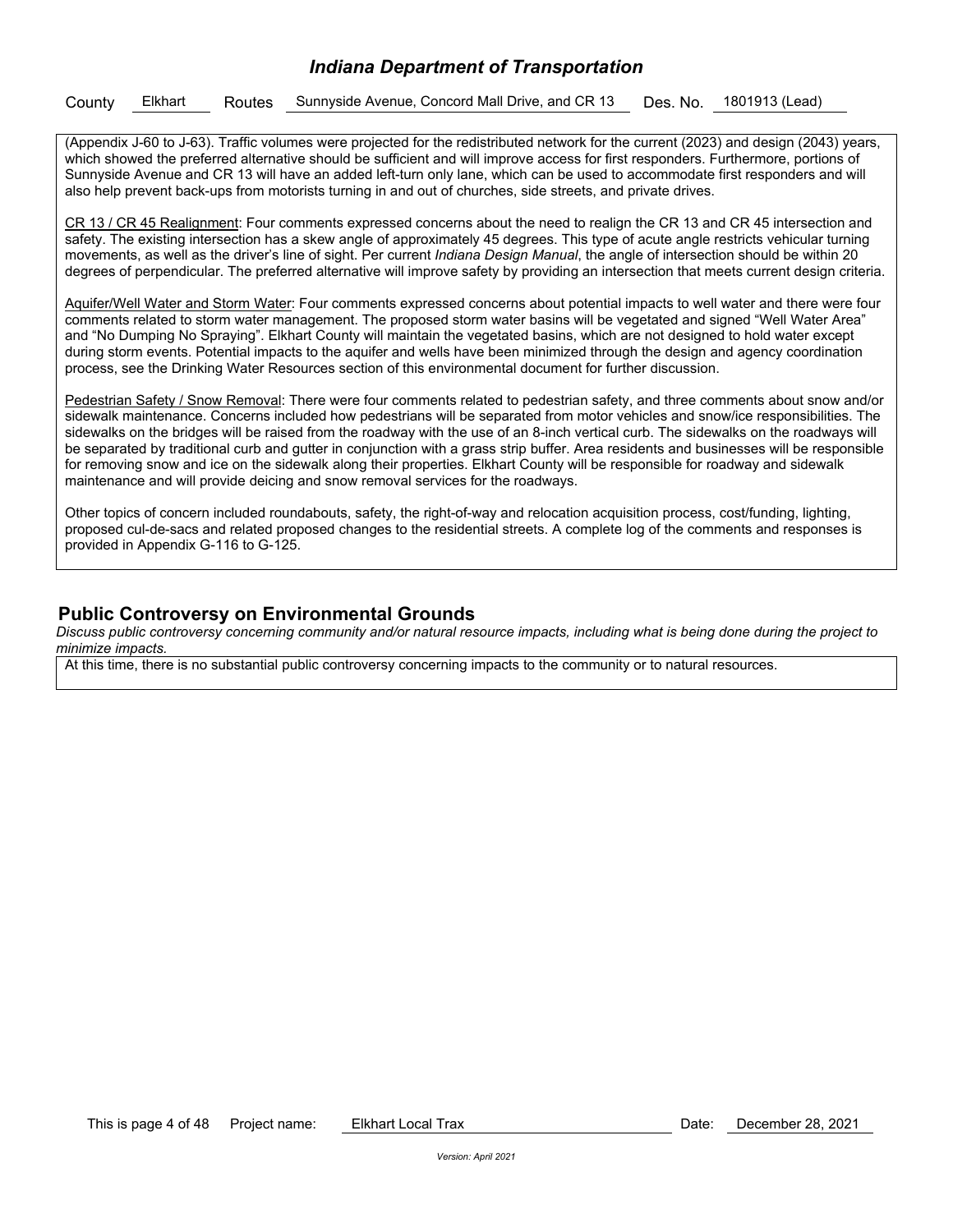(Appendix J-60 to J-63). Traffic volumes were projected for the redistributed network for the current (2023) and design (2043) years, which showed the preferred alternative should be sufficient and will improve access for first responders. Furthermore, portions of Sunnyside Avenue and CR 13 will have an added left-turn only lane, which can be used to accommodate first responders and will also help prevent back-ups from motorists turning in and out of churches, side streets, and private drives.

CR 13 / CR 45 Realignment: Four comments expressed concerns about the need to realign the CR 13 and CR 45 intersection and safety. The existing intersection has a skew angle of approximately 45 degrees. This type of acute angle restricts vehicular turning movements, as well as the driver's line of sight. Per current *Indiana Design Manual*, the angle of intersection should be within 20 degrees of perpendicular. The preferred alternative will improve safety by providing an intersection that meets current design criteria.

Aquifer/Well Water and Storm Water: Four comments expressed concerns about potential impacts to well water and there were four comments related to storm water management. The proposed storm water basins will be vegetated and signed "Well Water Area" and "No Dumping No Spraying". Elkhart County will maintain the vegetated basins, which are not designed to hold water except during storm events. Potential impacts to the aquifer and wells have been minimized through the design and agency coordination process, see the Drinking Water Resources section of this environmental document for further discussion.

Pedestrian Safety / Snow Removal: There were four comments related to pedestrian safety, and three comments about snow and/or sidewalk maintenance. Concerns included how pedestrians will be separated from motor vehicles and snow/ice responsibilities. The sidewalks on the bridges will be raised from the roadway with the use of an 8-inch vertical curb. The sidewalks on the roadways will be separated by traditional curb and gutter in conjunction with a grass strip buffer. Area residents and businesses will be responsible for removing snow and ice on the sidewalk along their properties. Elkhart County will be responsible for roadway and sidewalk maintenance and will provide deicing and snow removal services for the roadways.

Other topics of concern included roundabouts, safety, the right-of-way and relocation acquisition process, cost/funding, lighting, proposed cul-de-sacs and related proposed changes to the residential streets. A complete log of the comments and responses is provided in Appendix G-116 to G-125.

## Public Controversy on Environmental Grounds

*Discuss public controversy concerning community and/or natural resource impacts, including what is being done during the project to minimize impacts.*

At this time, there is no substantial public controversy concerning impacts to the community or to natural resources.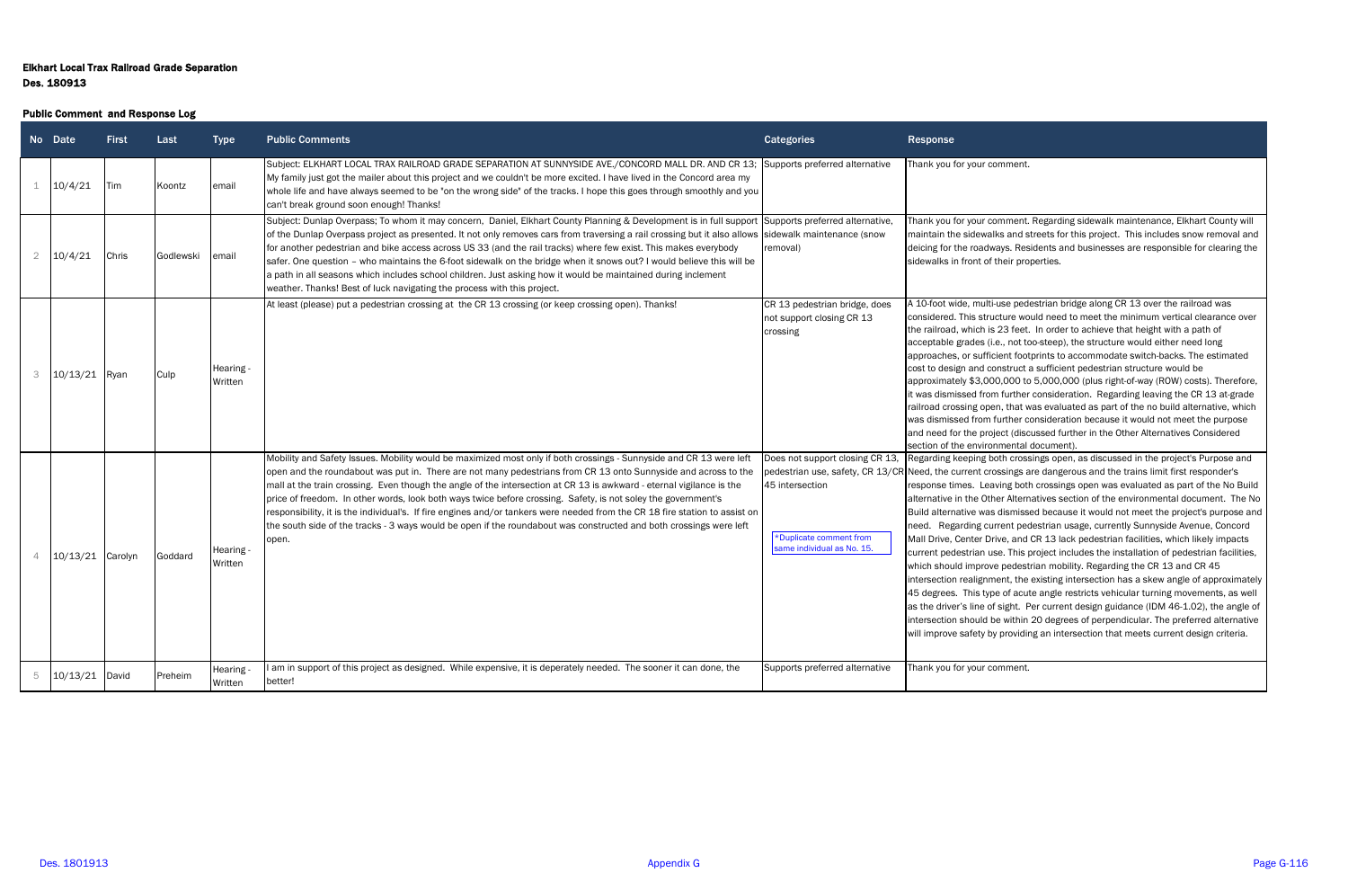**Elkhart Local Trax Railroad Grade Separation**
**Des. 180913**

**Public Comment and Response Log**

| No | Date | First | Last | Type | Public Comments | Categories | Response |
|---|---|---|---|---|---|---|---|
| 1 | 10/4/21 | Tim | Koontz | email | Subject: ELKHART LOCAL TRAX RAILROAD GRADE SEPARATION AT SUNNYSIDE AVE./CONCORD MALL DR. AND CR 13; My family just got the mailer about this project and we couldn't be more excited. I have lived in the Concord area my whole life and have always seemed to be "on the wrong side" of the tracks. I hope this goes through smoothly and you can't break ground soon enough! Thanks! | Supports preferred alternative | Thank you for your comment. |
| 2 | 10/4/21 | Chris | Godlewski | email | Subject: Dunlap Overpass; To whom it may concern, Daniel, Elkhart County Planning & Development is in full support of the Dunlap Overpass project as presented. It not only removes cars from traversing a rail crossing but it also allows for another pedestrian and bike access across US 33 (and the rail tracks) where few exist. This makes everybody safer. One question – who maintains the 6-foot sidewalk on the bridge when it snows out? I would believe this will be a path in all seasons which includes school children. Just asking how it would be maintained during inclement weather. Thanks! Best of luck navigating the process with this project. | Supports preferred alternative, sidewalk maintenance (snow removal) | Thank you for your comment. Regarding sidewalk maintenance, Elkhart County will maintain the sidewalks and streets for this project. This includes snow removal and deicing for the roadways. Residents and businesses are responsible for clearing the sidewalks in front of their properties. |
| 3 | 10/13/21 | Ryan | Culp | Hearing - Written | At least (please) put a pedestrian crossing at the CR 13 crossing (or keep crossing open). Thanks! | CR 13 pedestrian bridge, does not support closing CR 13 crossing | A 10-foot wide, multi-use pedestrian bridge along CR 13 over the railroad was considered. This structure would need to meet the minimum vertical clearance over the railroad, which is 23 feet. In order to achieve that height with a path of acceptable grades (i.e., not too-steep), the structure would either need long approaches, or sufficient footprints to accommodate switch-backs. The estimated cost to design and construct a sufficient pedestrian structure would be approximately \$3,000,000 to 5,000,000 (plus right-of-way (ROW) costs). Therefore, it was dismissed from further consideration. Regarding leaving the CR 13 at-grade railroad crossing open, that was evaluated as part of the no build alternative, which was dismissed from further consideration because it would not meet the purpose and need for the project (discussed further in the Other Alternatives Considered section of the environmental document). |
| 4 | 10/13/21 | Carolyn | Goddard | Hearing - Written | Mobility and Safety Issues. Mobility would be maximized most only if both crossings - Sunnyside and CR 13 were left open and the roundabout was put in. There are not many pedestrians from CR 13 onto Sunnyside and across to the mall at the train crossing. Even though the angle of the intersection at CR 13 is awkward - eternal vigilance is the price of freedom. In other words, look both ways twice before crossing. Safety, is not soley the government's responsibility, it is the individual's. If fire engines and/or tankers were needed from the CR 18 fire station to assist on the south side of the tracks - 3 ways would be open if the roundabout was constructed and both crossings were left open. | Does not support closing CR 13, pedestrian use, safety, CR 13/CR 45 intersection<br><br>*Duplicate comment from same individual as No. 15. | Regarding keeping both crossings open, as discussed in the project's Purpose and Need, the current crossings are dangerous and the trains limit first responder's response times. Leaving both crossings open was evaluated as part of the No Build alternative in the Other Alternatives section of the environmental document. The No Build alternative was dismissed because it would not meet the project's purpose and need. Regarding current pedestrian usage, currently Sunnyside Avenue, Concord Mall Drive, Center Drive, and CR 13 lack pedestrian facilities, which likely impacts current pedestrian use. This project includes the installation of pedestrian facilities, which should improve pedestrian mobility. Regarding the CR 13 and CR 45 intersection realignment, the existing intersection has a skew angle of approximately 45 degrees. This type of acute angle restricts vehicular turning movements, as well as the driver's line of sight. Per current design guidance (IDM 46-1.02), the angle of intersection should be within 20 degrees of perpendicular. The preferred alternative will improve safety by providing an intersection that meets current design criteria. |
| 5 | 10/13/21 | David | Preheim | Hearing - Written | I am in support of this project as designed. While expensive, it is deperately needed. The sooner it can done, the better! | Supports preferred alternative | Thank you for your comment. |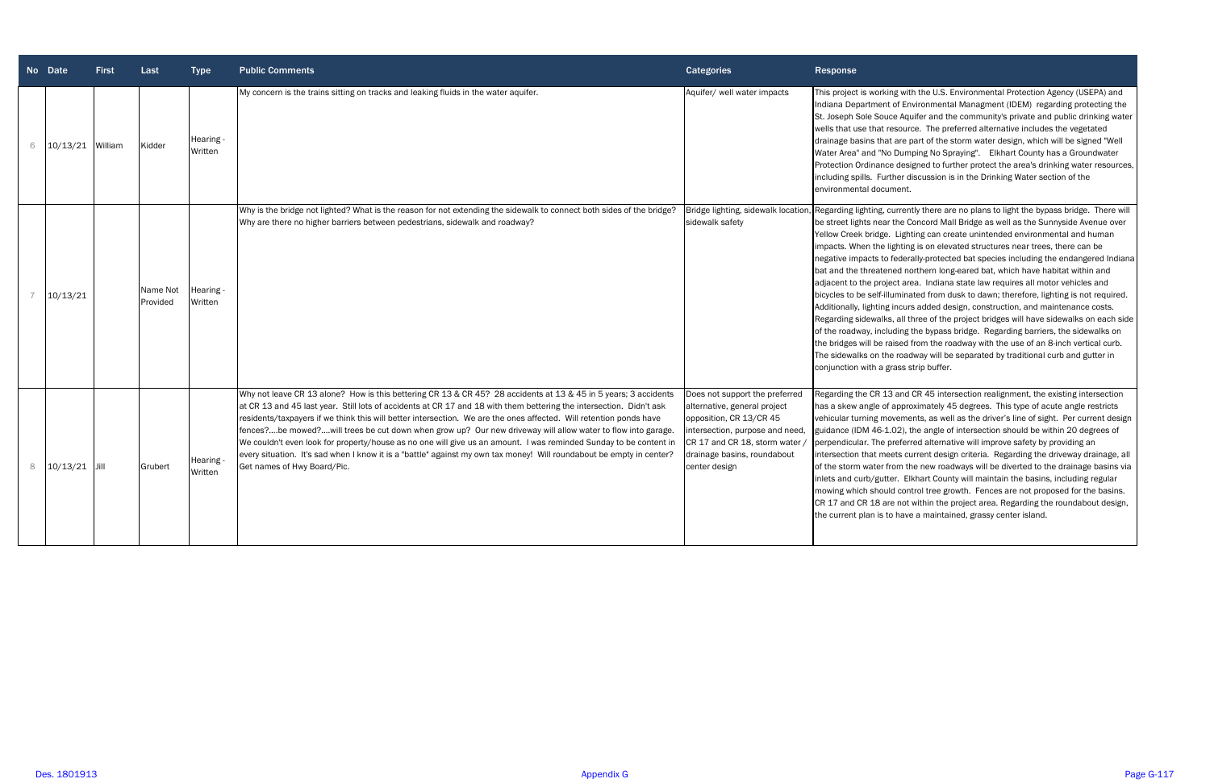| No | Date | First | Last | Type | Public Comments | Categories | Response |
|---|---|---|---|---|---|---|---|
| 6 | 10/13/21 | William | Kidder | Hearing - Written | My concern is the trains sitting on tracks and leaking fluids in the water aquifer. | Aquifer/ well water impacts | This project is working with the U.S. Environmental Protection Agency (USEPA) and Indiana Department of Environmental Managment (IDEM) regarding protecting the St. Joseph Sole Souce Aquifer and the community's private and public drinking water wells that use that resource. The preferred alternative includes the vegetated drainage basins that are part of the storm water design, which will be signed "Well Water Area" and "No Dumping No Spraying". Elkhart County has a Groundwater Protection Ordinance designed to further protect the area's drinking water resources, including spills. Further discussion is in the Drinking Water section of the environmental document. |
| 7 | 10/13/21 | | Name Not Provided | Hearing - Written | Why is the bridge not lighted? What is the reason for not extending the sidewalk to connect both sides of the bridge? Why are there no higher barriers between pedestrians, sidewalk and roadway? | Bridge lighting, sidewalk location, sidewalk safety | Regarding lighting, currently there are no plans to light the bypass bridge. There will be street lights near the Concord Mall Bridge as well as the Sunnyside Avenue over Yellow Creek bridge. Lighting can create unintended environmental and human impacts. When the lighting is on elevated structures near trees, there can be negative impacts to federally-protected bat species including the endangered Indiana bat and the threatened northern long-eared bat, which have habitat within and adjacent to the project area. Indiana state law requires all motor vehicles and bicycles to be self-illuminated from dusk to dawn; therefore, lighting is not required. Additionally, lighting incurs added design, construction, and maintenance costs. Regarding sidewalks, all three of the project bridges will have sidewalks on each side of the roadway, including the bypass bridge. Regarding barriers, the sidewalks on the bridges will be raised from the roadway with the use of an 8-inch vertical curb. The sidewalks on the roadway will be separated by traditional curb and gutter in conjunction with a grass strip buffer. |
| 8 | 10/13/21 | Jill | Grubert | Hearing - Written | Why not leave CR 13 alone? How is this bettering CR 13 & CR 45? 28 accidents at 13 & 45 in 5 years; 3 accidents at CR 13 and 45 last year. Still lots of accidents at CR 17 and 18 with them bettering the intersection. Didn't ask residents/taxpayers if we think this will better intersection. We are the ones affected. Will retention ponds have fences?....be mowed?....will trees be cut down when grow up? Our new driveway will allow water to flow into garage. We couldn't even look for property/house as no one will give us an amount. I was reminded Sunday to be content in every situation. It's sad when I know it is a "battle" against my own tax money! Will roundabout be empty in center? Get names of Hwy Board/Pic. | Does not support the preferred alternative, general project opposition, CR 13/CR 45 intersection, purpose and need, CR 17 and CR 18, storm water / drainage basins, roundabout center design | Regarding the CR 13 and CR 45 intersection realignment, the existing intersection has a skew angle of approximately 45 degrees. This type of acute angle restricts vehicular turning movements, as well as the driver's line of sight. Per current design guidance (IDM 46-1.02), the angle of intersection should be within 20 degrees of perpendicular. The preferred alternative will improve safety by providing an intersection that meets current design criteria. Regarding the driveway drainage, all of the storm water from the new roadways will be diverted to the drainage basins via inlets and curb/gutter. Elkhart County will maintain the basins, including regular mowing which should control tree growth. Fences are not proposed for the basins. CR 17 and CR 18 are not within the project area. Regarding the roundabout design, the current plan is to have a maintained, grassy center island. |

Des. 1801913 Appendix G Page G-117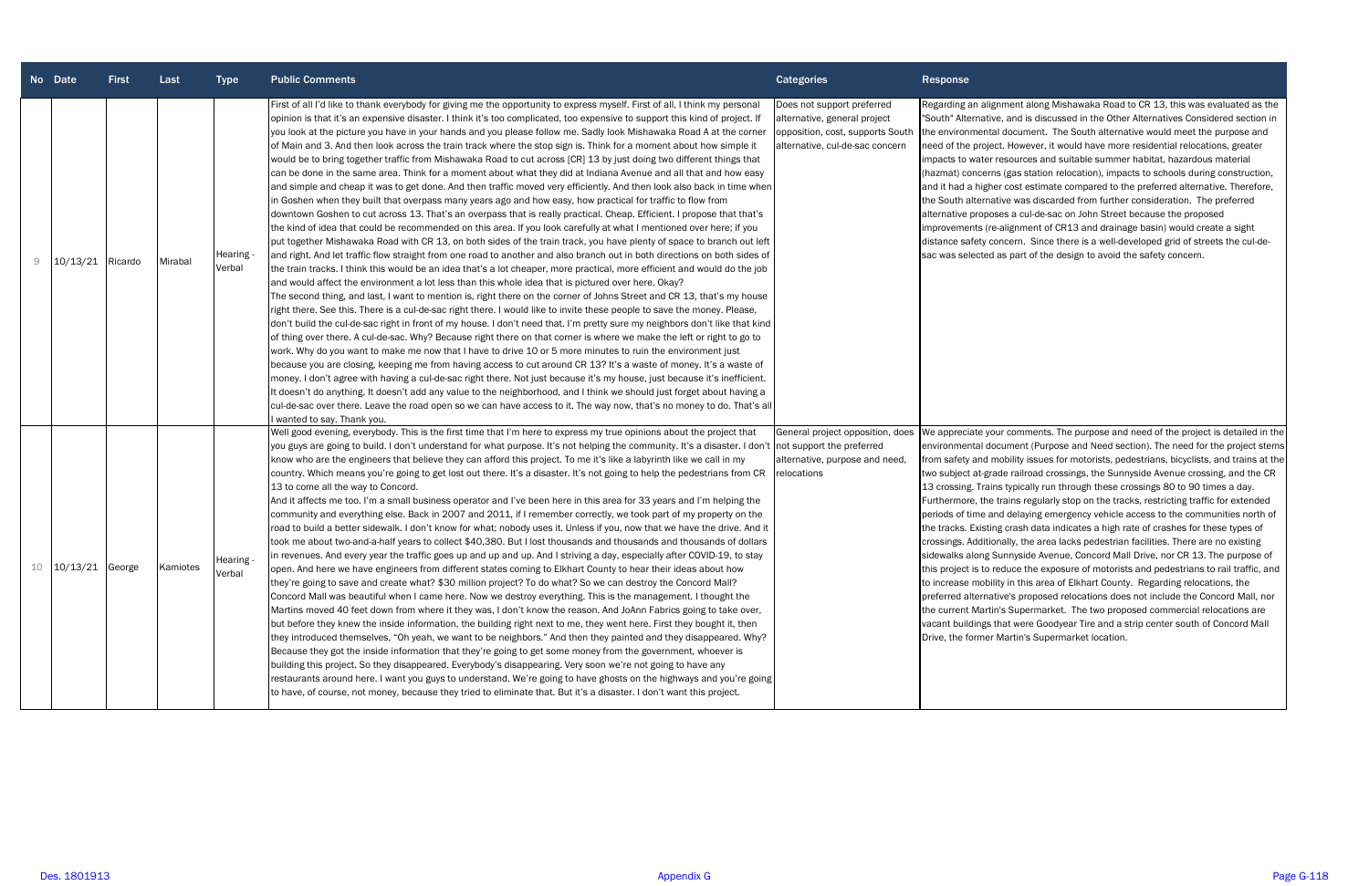| No | Date | First | Last | Type | Public Comments | Categories | Response |
|---|---|---|---|---|---|---|---|
| 9 | 10/13/21 | Ricardo | Mirabal | Hearing - Verbal | First of all I'd like to thank everybody for giving me the opportunity to express myself. First of all, I think my personal opinion is that it's an expensive disaster. I think it's too complicated, too expensive to support this kind of project. If you look at the picture you have in your hands and you please follow me. Sadly look Mishawaka Road A at the corner of Main and 3. And then look across the train track where the stop sign is. Think for a moment about how simple it would be to bring together traffic from Mishawaka Road to cut across [CR] 13 by just doing two different things that can be done in the same area. Think for a moment about what they did at Indiana Avenue and all that and how easy and simple and cheap it was to get done. And then traffic moved very efficiently. And then look also back in time when in Goshen when they built that overpass many years ago and how easy, how practical for traffic to flow from downtown Goshen to cut across 13. That's an overpass that is really practical. Cheap. Efficient. I propose that that's the kind of idea that could be recommended on this area. If you look carefully at what I mentioned over here; if you put together Mishawaka Road with CR 13, on both sides of the train track, you have plenty of space to branch out left and right. And let traffic flow straight from one road to another and also branch out in both directions on both sides of the train tracks. I think this would be an idea that's a lot cheaper, more practical, more efficient and would do the job and would affect the environment a lot less than this whole idea that is pictured over here. Okay?<br>The second thing, and last, I want to mention is, right there on the corner of Johns Street and CR 13, that's my house right there. See this. There is a cul-de-sac right there. I would like to invite these people to save the money. Please, don't build the cul-de-sac right in front of my house. I don't need that. I'm pretty sure my neighbors don't like that kind of thing over there. A cul-de-sac. Why? Because right there on that corner is where we make the left or right to go to work. Why do you want to make me now that I have to drive 10 or 5 more minutes to ruin the environment just because you are closing, keeping me from having access to cut around CR 13? It's a waste of money. It's a waste of money. I don't agree with having a cul-de-sac right there. Not just because it's my house, just because it's inefficient. It doesn't do anything. It doesn't add any value to the neighborhood, and I think we should just forget about having a cul-de-sac over there. Leave the road open so we can have access to it. The way now, that's no money to do. That's all I wanted to say. Thank you. | Does not support preferred alternative, general project opposition, cost, supports South alternative, cul-de-sac concern | Regarding an alignment along Mishawaka Road to CR 13, this was evaluated as the "South" Alternative, and is discussed in the Other Alternatives Considered section in the environmental document. The South alternative would meet the purpose and need of the project. However, it would have more residential relocations, greater impacts to water resources and suitable summer habitat, hazardous material (hazmat) concerns (gas station relocation), impacts to schools during construction, and it had a higher cost estimate compared to the preferred alternative. Therefore, the South alternative was discarded from further consideration. The preferred alternative proposes a cul-de-sac on John Street because the proposed improvements (re-alignment of CR13 and drainage basin) would create a sight distance safety concern. Since there is a well-developed grid of streets the cul-de-sac was selected as part of the design to avoid the safety concern. |
| 10 | 10/13/21 | George | Kamiotes | Hearing - Verbal | Well good evening, everybody. This is the first time that I'm here to express my true opinions about the project that you guys are going to build. I don't understand for what purpose. It's not helping the community. It's a disaster. I don't know who are the engineers that believe they can afford this project. To me it's like a labyrinth like we call in my country. Which means you're going to get lost out there. It's a disaster. It's not going to help the pedestrians from CR 13 to come all the way to Concord.<br>And it affects me too. I'm a small business operator and I've been here in this area for 33 years and I'm helping the community and everything else. Back in 2007 and 2011, if I remember correctly, we took part of my property on the road to build a better sidewalk. I don't know for what; nobody uses it. Unless if you, now that we have the drive. And it took me about two-and-a-half years to collect $40,380. But I lost thousands and thousands and thousands of dollars in revenues. And every year the traffic goes up and up and up. And I striving a day, especially after COVID-19, to stay open. And here we have engineers from different states coming to Elkhart County to hear their ideas about how they're going to save and create what? $30 million project? To do what? So we can destroy the Concord Mall? Concord Mall was beautiful when I came here. Now we destroy everything. This is the management. I thought the Martins moved 40 feet down from where it they was, I don't know the reason. And JoAnn Fabrics going to take over, but before they knew the inside information, the building right next to me, they went here. First they bought it, then they introduced themselves, "Oh yeah, we want to be neighbors." And then they painted and they disappeared. Why? Because they got the inside information that they're going to get some money from the government, whoever is building this project. So they disappeared. Everybody's disappearing. Very soon we're not going to have any restaurants around here. I want you guys to understand. We're going to have ghosts on the highways and you're going to have, of course, not money, because they tried to eliminate that. But it's a disaster. I don't want this project. | General project opposition, does not support the preferred alternative, purpose and need, relocations | We appreciate your comments. The purpose and need of the project is detailed in the environmental document (Purpose and Need section). The need for the project stems from safety and mobility issues for motorists, pedestrians, bicyclists, and trains at the two subject at-grade railroad crossings, the Sunnyside Avenue crossing, and the CR 13 crossing. Trains typically run through these crossings 80 to 90 times a day. Furthermore, the trains regularly stop on the tracks, restricting traffic for extended periods of time and delaying emergency vehicle access to the communities north of the tracks. Existing crash data indicates a high rate of crashes for these types of crossings. Additionally, the area lacks pedestrian facilities. There are no existing sidewalks along Sunnyside Avenue, Concord Mall Drive, nor CR 13. The purpose of this project is to reduce the exposure of motorists and pedestrians to rail traffic, and to increase mobility in this area of Elkhart County. Regarding relocations, the preferred alternative's proposed relocations does not include the Concord Mall, nor the current Martin's Supermarket. The two proposed commercial relocations are vacant buildings that were Goodyear Tire and a strip center south of Concord Mall Drive, the former Martin's Supermarket location. |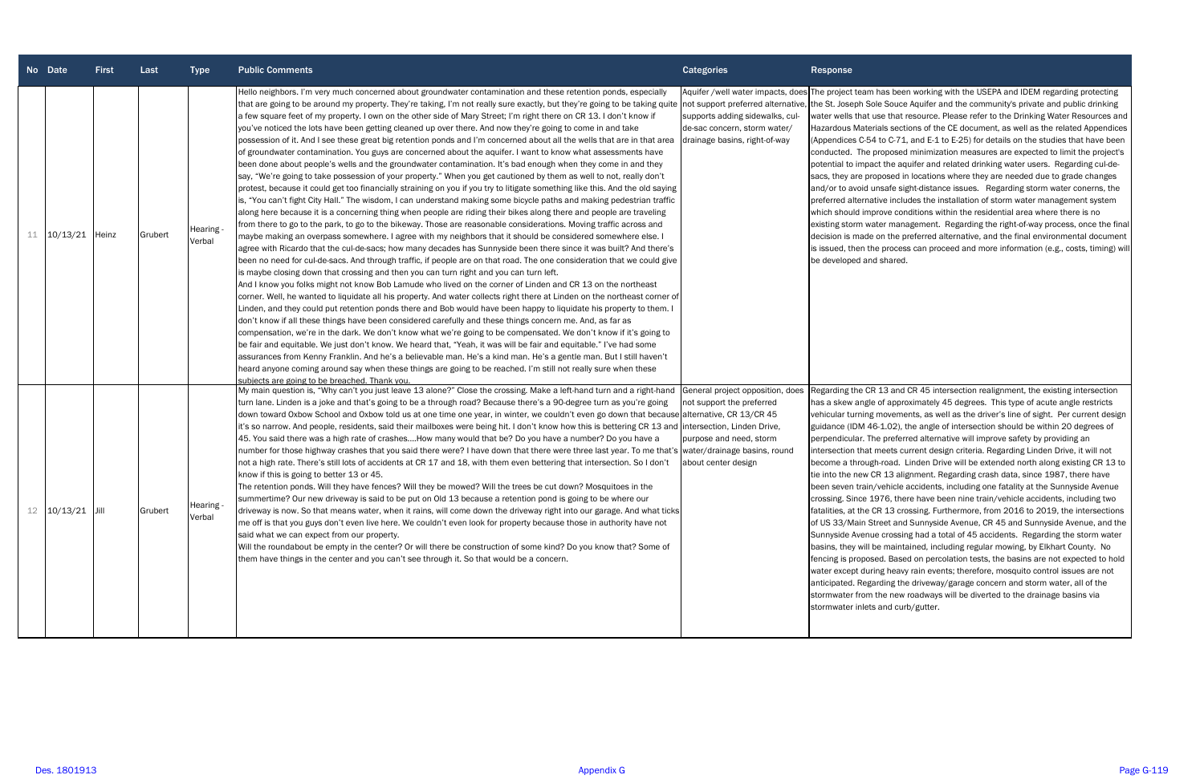| No | Date | First | Last | Type | Public Comments | Categories | Response |
|---|---|---|---|---|---|---|---|
| 11 | 10/13/21 | Heinz | Grubert | Hearing - Verbal | Hello neighbors. I'm very much concerned about groundwater contamination and these retention ponds, especially that are going to be around my property. They're taking, I'm not really sure exactly, but they're going to be taking quite a few square feet of my property. I own on the other side of Mary Street; I'm right there on CR 13. I don't know if you've noticed the lots have been getting cleaned up over there. And now they're going to come in and take possession of it. And I see these great big retention ponds and I'm concerned about all the wells that are in that area of groundwater contamination. You guys are concerned about the aquifer. I want to know what assessments have been done about people's wells and the groundwater contamination. It's bad enough when they come in and they say, "We're going to take possession of your property." When you get cautioned by them as well to not, really don't protest, because it could get too financially straining on you if you try to litigate something like this. And the old saying is, "You can't fight City Hall." The wisdom, I can understand making some bicycle paths and making pedestrian traffic along here because it is a concerning thing when people are riding their bikes along there and people are traveling from there to go to the park, to go to the bikeway. Those are reasonable considerations. Moving traffic across and maybe making an overpass somewhere. I agree with my neighbors that it should be considered somewhere else. I agree with Ricardo that the cul-de-sacs; how many decades has Sunnyside been there since it was built? And there's been no need for cul-de-sacs. And through traffic, if people are on that road. The one consideration that we could give is maybe closing down that crossing and then you can turn right and you can turn left.<br>And I know you folks might not know Bob Lamude who lived on the corner of Linden and CR 13 on the northeast corner. Well, he wanted to liquidate all his property. And water collects right there at Linden on the northeast corner of Linden, and they could put retention ponds there and Bob would have been happy to liquidate his property to them. I don't know if all these things have been considered carefully and these things concern me. And, as far as compensation, we're in the dark. We don't know what we're going to be compensated. We don't know if it's going to be fair and equitable. We just don't know. We heard that, "Yeah, it was will be fair and equitable." I've had some assurances from Kenny Franklin. And he's a believable man. He's a kind man. He's a gentle man. But I still haven't heard anyone coming around say when these things are going to be reached. I'm still not really sure when these subjects are going to be breached. Thank you. | Aquifer /well water impacts, does not support preferred alternative, supports adding sidewalks, cul-de-sac concern, storm water/ drainage basins, right-of-way | The project team has been working with the USEPA and IDEM regarding protecting the St. Joseph Sole Souce Aquifer and the community's private and public drinking water wells that use that resource. Please refer to the Drinking Water Resources and Hazardous Materials sections of the CE document, as well as the related Appendices (Appendices C-54 to C-71, and E-1 to E-25) for details on the studies that have been conducted. The proposed minimization measures are expected to limit the project's potential to impact the aquifer and related drinking water users. Regarding cul-de-sacs, they are proposed in locations where they are needed due to grade changes and/or to avoid unsafe sight-distance issues. Regarding storm water conerns, the preferred alternative includes the installation of storm water management system which should improve conditions within the residential area where there is no existing storm water management. Regarding the right-of-way process, once the final decision is made on the preferred alternative, and the final environmental document is issued, then the process can proceed and more information (e.g., costs, timing) will be developed and shared. |
| 12 | 10/13/21 | Jill | Grubert | Hearing - Verbal | My main question is, "Why can't you just leave 13 alone?" Close the crossing. Make a left-hand turn and a right-hand turn lane. Linden is a joke and that's going to be a through road? Because there's a 90-degree turn as you're going down toward Oxbow School and Oxbow told us at one time one year, in winter, we couldn't even go down that because it's so narrow. And people, residents, said their mailboxes were being hit. I don't know how this is bettering CR 13 and 45. You said there was a high rate of crashes....How many would that be? Do you have a number? Do you have a number for those highway crashes that you said there were? I have down that there were three last year. To me that's not a high rate. There's still lots of accidents at CR 17 and 18, with them even bettering that intersection. So I don't know if this is going to better 13 or 45.<br>The retention ponds. Will they have fences? Will they be mowed? Will the trees be cut down? Mosquitoes in the summertime? Our new driveway is said to be put on Old 13 because a retention pond is going to be where our driveway is now. So that means water, when it rains, will come down the driveway right into our garage. And what ticks me off is that you guys don't even live here. We couldn't even look for property because those in authority have not said what we can expect from our property.<br>Will the roundabout be empty in the center? Or will there be construction of some kind? Do you know that? Some of them have things in the center and you can't see through it. So that would be a concern. | General project opposition, does not support the preferred alternative, CR 13/CR 45 intersection, Linden Drive, purpose and need, storm water/drainage basins, round about center design | Regarding the CR 13 and CR 45 intersection realignment, the existing intersection has a skew angle of approximately 45 degrees. This type of acute angle restricts vehicular turning movements, as well as the driver's line of sight. Per current design guidance (IDM 46-1.02), the angle of intersection should be within 20 degrees of perpendicular. The preferred alternative will improve safety by providing an intersection that meets current design criteria. Regarding Linden Drive, it will not become a through-road. Linden Drive will be extended north along existing CR 13 to tie into the new CR 13 alignment. Regarding crash data, since 1987, there have been seven train/vehicle accidents, including one fatality at the Sunnyside Avenue crossing. Since 1976, there have been nine train/vehicle accidents, including two fatalities, at the CR 13 crossing. Furthermore, from 2016 to 2019, the intersections of US 33/Main Street and Sunnyside Avenue, CR 45 and Sunnyside Avenue, and the Sunnyside Avenue crossing had a total of 45 accidents. Regarding the storm water basins, they will be maintained, including regular mowing, by Elkhart County. No fencing is proposed. Based on percolation tests, the basins are not expected to hold water except during heavy rain events; therefore, mosquito control issues are not anticipated. Regarding the driveway/garage concern and storm water, all of the stormwater from the new roadways will be diverted to the drainage basins via stormwater inlets and curb/gutter. |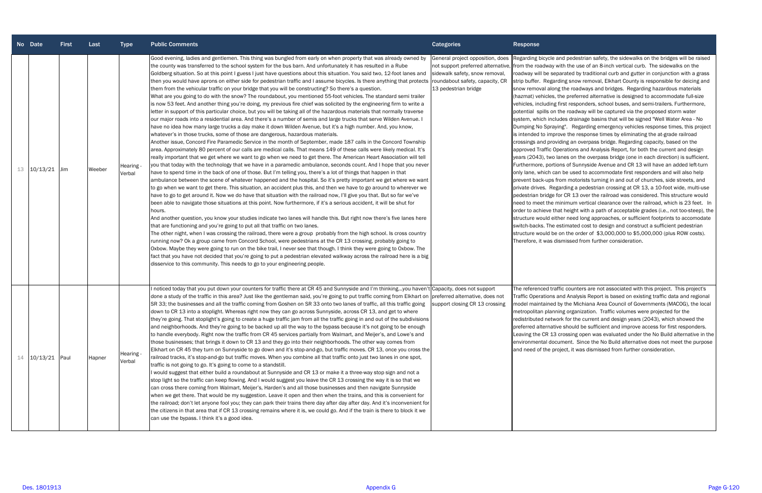| No | Date | First | Last | Type | Public Comments | Categories | Response |
|---|---|---|---|---|---|---|---|
| 13 | 10/13/21 | Jim | Weeber | Hearing - Verbal | Good evening, ladies and gentlemen. This thing was bungled from early on when property that was already owned by the county was transferred to the school system for the bus barn. And unfortunately it has resulted in a Rube Goldberg situation. So at this point I guess I just have questions about this situation. You said two, 12-foot lanes and then you would have aprons on either side for pedestrian traffic and I assume bicycles. Is there anything that protects them from the vehicular traffic on your bridge that you will be constructing? So there's a question.<br>What are you going to do with the snow? The roundabout, you mentioned 55-foot vehicles. The standard semi trailer is now 53 feet. And another thing you're doing, my previous fire chief was solicited by the engineering firm to write a letter in support of this particular choice, but you will be taking all of the hazardous materials that normally traverse our major roads into a residential area. And there's a number of semis and large trucks that serve Wilden Avenue. I have no idea how many large trucks a day make it down Wilden Avenue, but it's a high number. And, you know, whatever's in those trucks, some of those are dangerous, hazardous materials.<br>Another issue, Concord Fire Paramedic Service in the month of September, made 187 calls in the Concord Township area. Approximately 80 percent of our calls are medical calls. That means 149 of these calls were likely medical. It's really important that we get where we want to go when we need to get there. The American Heart Association will tell you that today with the technology that we have in a paramedic ambulance, seconds count. And I hope that you never have to spend time in the back of one of those. But I'm telling you, there's a lot of things that happen in that ambulance between the scene of whatever happened and the hospital. So it's pretty important we get where we want to go when we want to get there. This situation, an accident plus this, and then we have to go around to wherever we have to go to get around it. Now we do have that situation with the railroad now, I'll give you that. But so far we've been able to navigate those situations at this point. Now furthermore, if it's a serious accident, it will be shut for hours.<br>And another question, you know your studies indicate two lanes will handle this. But right now there's five lanes here that are functioning and you're going to put all that traffic on two lanes.<br>The other night, when I was crossing the railroad, there were a group probably from the high school. Is cross country running now? Ok a group came from Concord School, were pedestrians at the CR 13 crossing, probably going to Oxbow. Maybe they were going to run on the bike trail, I never see that though. I think they were going to Oxbow. The fact that you have not decided that you're going to put a pedestrian elevated walkway across the railroad here is a big disservice to this community. This needs to go to your engineering people. | General project opposition, does not support preferred alternative, sidewalk safety, snow removal, roundabout safety, capacity, CR 13 pedestrian bridge | Regarding bicycle and pedestrian safety, the sidewalks on the bridges will be raised from the roadway with the use of an 8-inch vertical curb. The sidewalks on the roadway will be separated by traditional curb and gutter in conjunction with a grass strip buffer. Regarding snow removal, Elkhart County is responsible for deicing and snow removal along the roadways and bridges. Regarding hazardous materials (hazmat) vehicles, the preferred alternative is designed to accommodate full-size vehicles, including first responders, school buses, and semi-trailers. Furthermore, potential spills on the roadway will be captured via the proposed storm water system, which includes drainage basins that will be signed "Well Water Area - No Dumping No Spraying". Regarding emergency vehicles response times, this project is intended to improve the response times by eliminating the at-grade railroad crossings and providing an overpass bridge. Regarding capacity, based on the approved Traffic Operations and Analysis Report, for both the current and design years (2043), two lanes on the overpass bridge (one in each direction) is sufficient. Furthermore, portions of Sunnyside Avenue and CR 13 will have an added left-turn only lane, which can be used to accommodate first responders and will also help prevent back-ups from motorists turning in and out of churches, side streets, and private drives. Regarding a pedestrian crossing at CR 13, a 10-foot wide, multi-use pedestrian bridge for CR 13 over the railroad was considered. This structure would need to meet the minimum vertical clearance over the railroad, which is 23 feet. In order to achieve that height with a path of acceptable grades (i.e., not too-steep), the structure would either need long approaches, or sufficient footprints to accomodate switch-backs. The estimated cost to design and construct a sufficient pedestrian structure would be on the order of $3,000,000 to $5,000,000 (plus ROW costs). Therefore, it was dismissed from further consideration. |
| 14 | 10/13/21 | Paul | Hapner | Hearing - Verbal | I noticed today that you put down your counters for traffic there at CR 45 and Sunnyside and I'm thinking...you haven't done a study of the traffic in this area? Just like the gentleman said, you're going to put traffic coming from Elkhart on SR 33; the businesses and all the traffic coming from Goshen on SR 33 onto two lanes of traffic, all this traffic going down to CR 13 into a stoplight. Whereas right now they can go across Sunnyside, across CR 13, and get to where they're going. That stoplight's going to create a huge traffic jam from all the traffic going in and out of the subdivisions and neighborhoods. And they're going to be backed up all the way to the bypass because it's not going to be enough to handle everybody. Right now the traffic from CR 45 services partially from Walmart, and Meijer's, and Lowe's and those businesses; that brings it down to CR 13 and they go into their neighborhoods. The other way comes from Elkhart on CR 45 they turn on Sunnyside to go down and it's stop-and-go, but traffic moves. CR 13, once you cross the railroad tracks, it's stop-and-go but traffic moves. When you combine all that traffic onto just two lanes in one spot, traffic is not going to go. It's going to come to a standstill.<br>I would suggest that either build a roundabout at Sunnyside and CR 13 or make it a three-way stop sign and not a stop light so the traffic can keep flowing. And I would suggest you leave the CR 13 crossing the way it is so that we can cross there coming from Walmart, Meijer's, Harden's and all those businesses and then navigate Sunnyside when we get there. That would be my suggestion. Leave it open and then when the trains, and this is convenient for the railroad; don't let anyone fool you; they can park their trains there day after day after day. And it's inconvenient for the citizens in that area that if CR 13 crossing remains where it is, we could go. And if the train is there to block it we can use the bypass. I think it's a good idea. | Capacity, does not support preferred alternative, does not support closing CR 13 crossing | The referenced traffic counters are not associated with this project. This project's Traffic Operations and Analysis Report is based on existing traffic data and regional model maintained by the Michiana Area Council of Governments (MACOG), the local metropolitan planning organization. Traffic volumes were projected for the redistributed network for the current and design years (2043), which showed the preferred alternative should be sufficient and improve access for first responders. Leaving the CR 13 crossing open was evaluated under the No Build alternative in the environmental document. Since the No Build alternative does not meet the purpose and need of the project, it was dismissed from further consideration. |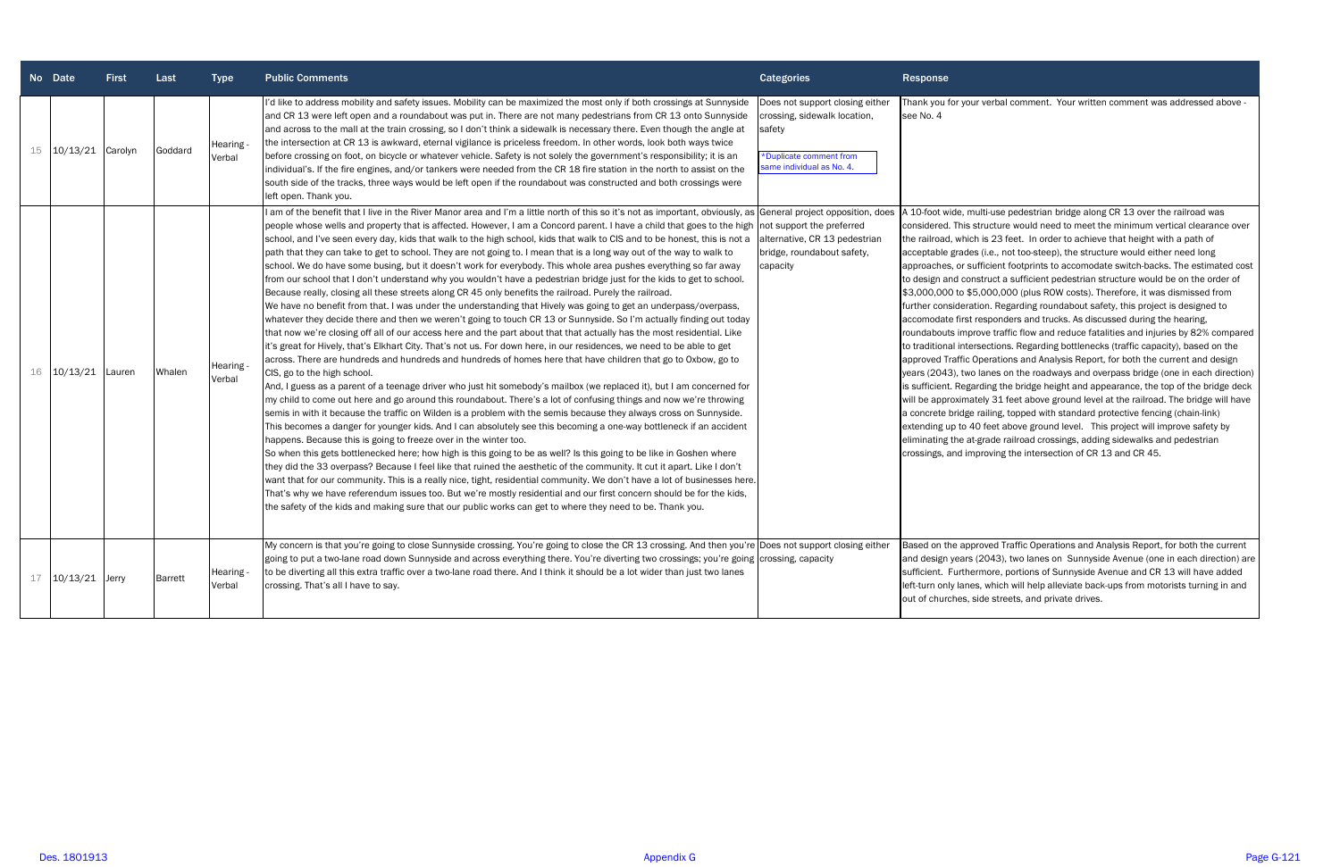| No | Date | First | Last | Type | Public Comments | Categories | Response |
|---|---|---|---|---|---|---|---|
| 15 | 10/13/21 | Carolyn | Goddard | Hearing - Verbal | I'd like to address mobility and safety issues. Mobility can be maximized the most only if both crossings at Sunnyside and CR 13 were left open and a roundabout was put in. There are not many pedestrians from CR 13 onto Sunnyside and across to the mall at the train crossing, so I don't think a sidewalk is necessary there. Even though the angle at the intersection at CR 13 is awkward, eternal vigilance is priceless freedom. In other words, look both ways twice before crossing on foot, on bicycle or whatever vehicle. Safety is not solely the government's responsibility; it is an individual's. If the fire engines, and/or tankers were needed from the CR 18 fire station in the north to assist on the south side of the tracks, three ways would be left open if the roundabout was constructed and both crossings were left open. Thank you. | Does not support closing either crossing, sidewalk location, safety<br><br>*Duplicate comment from same individual as No. 4. | Thank you for your verbal comment. Your written comment was addressed above - see No. 4 |
| 16 | 10/13/21 | Lauren | Whalen | Hearing - Verbal | I am of the benefit that I live in the River Manor area and I'm a little north of this so it's not as important, obviously, as people whose wells and property that is affected. However, I am a Concord parent. I have a child that goes to the high school, and I've seen every day, kids that walk to the high school, kids that walk to CIS and to be honest, this is not a path that they can take to get to school. They are not going to. I mean that is a long way out of the way to walk to school. We do have some busing, but it doesn't work for everybody. This whole area pushes everything so far away from our school that I don't understand why you wouldn't have a pedestrian bridge just for the kids to get to school. Because really, closing all these streets along CR 45 only benefits the railroad. Purely the railroad.<br>We have no benefit from that. I was under the understanding that Hively was going to get an underpass/overpass, whatever they decide there and then we weren't going to touch CR 13 or Sunnyside. So I'm actually finding out today that now we're closing off all of our access here and the part about that that actually has the most residential. Like it's great for Hively, that's Elkhart City. That's not us. For down here, in our residences, we need to be able to get across. There are hundreds and hundreds and hundreds of homes here that have children that go to Oxbow, go to CIS, go to the high school.<br>And, I guess as a parent of a teenage driver who just hit somebody's mailbox (we replaced it), but I am concerned for my child to come out here and go around this roundabout. There's a lot of confusing things and now we're throwing semis in with it because the traffic on Wilden is a problem with the semis because they always cross on Sunnyside. This becomes a danger for younger kids. And I can absolutely see this becoming a one-way bottleneck if an accident happens. Because this is going to freeze over in the winter too.<br>So when this gets bottlenecked here; how high is this going to be as well? Is this going to be like in Goshen where they did the 33 overpass? Because I feel like that ruined the aesthetic of the community. It cut it apart. Like I don't want that for our community. This is a really nice, tight, residential community. We don't have a lot of businesses here. That's why we have referendum issues too. But we're mostly residential and our first concern should be for the kids, the safety of the kids and making sure that our public works can get to where they need to be. Thank you. | General project opposition, does not support the preferred alternative, CR 13 pedestrian bridge, roundabout safety, capacity | A 10-foot wide, multi-use pedestrian bridge along CR 13 over the railroad was considered. This structure would need to meet the minimum vertical clearance over the railroad, which is 23 feet. In order to achieve that height with a path of acceptable grades (i.e., not too-steep), the structure would either need long approaches, or sufficient footprints to accomodate switch-backs. The estimated cost to design and construct a sufficient pedestrian structure would be on the order of $3,000,000 to $5,000,000 (plus ROW costs). Therefore, it was dismissed from further consideration. Regarding roundabout safety, this project is designed to accomodate first responders and trucks. As discussed during the hearing, roundabouts improve traffic flow and reduce fatalities and injuries by 82% compared to traditional intersections. Regarding bottlenecks (traffic capacity), based on the approved Traffic Operations and Analysis Report, for both the current and design years (2043), two lanes on the roadways and overpass bridge (one in each direction) is sufficient. Regarding the bridge height and appearance, the top of the bridge deck will be approximately 31 feet above ground level at the railroad. The bridge will have a concrete bridge railing, topped with standard protective fencing (chain-link) extending up to 40 feet above ground level. This project will improve safety by eliminating the at-grade railroad crossings, adding sidewalks and pedestrian crossings, and improving the intersection of CR 13 and CR 45. |
| 17 | 10/13/21 | Jerry | Barrett | Hearing - Verbal | My concern is that you're going to close Sunnyside crossing. You're going to close the CR 13 crossing. And then you're going to put a two-lane road down Sunnyside and across everything there. You're diverting two crossings; you're going to be diverting all this extra traffic over a two-lane road there. And I think it should be a lot wider than just two lanes crossing. That's all I have to say. | Does not support closing either crossing, capacity | Based on the approved Traffic Operations and Analysis Report, for both the current and design years (2043), two lanes on Sunnyside Avenue (one in each direction) are sufficient. Furthermore, portions of Sunnyside Avenue and CR 13 will have added left-turn only lanes, which will help alleviate back-ups from motorists turning in and out of churches, side streets, and private drives. |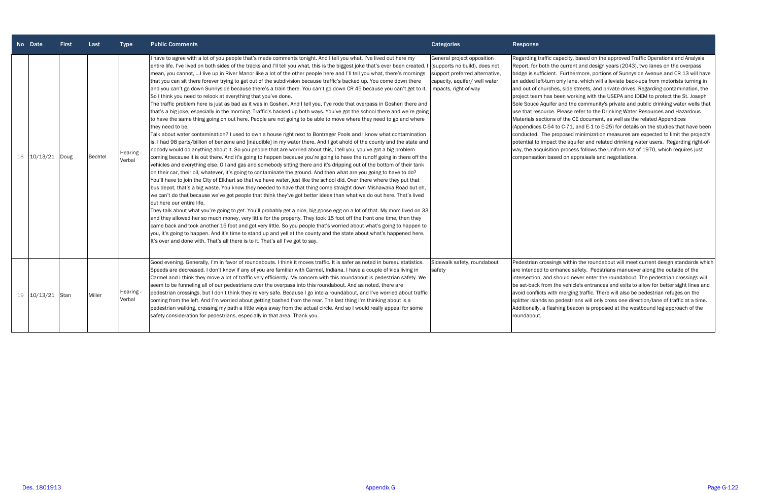| No | Date | First | Last | Type | Public Comments | Categories | Response |
|---|---|---|---|---|---|---|---|
| 18 | 10/13/21 | Doug | Bechtel | Hearing - Verbal | I have to agree with a lot of you people that's made comments tonight. And I tell you what, I've lived out here my entire life. I've lived on both sides of the tracks and I'll tell you what, this is the biggest joke that's ever been created. I mean, you cannot, ...I live up in River Manor like a lot of the other people here and I'll tell you what, there's mornings that you can sit there forever trying to get out of the subdivision because traffic's backed up. You come down there and you can't go down Sunnyside because there's a train there. You can't go down CR 45 because you can't get to it. So I think you need to relook at everything that you've done.<br>The traffic problem here is just as bad as it was in Goshen. And I tell you, I've rode that overpass in Goshen there and that's a big joke, especially in the morning. Traffic's backed up both ways. You've got the school there and we're going to have the same thing going on out here. People are not going to be able to move where they need to go and where they need to be.<br>Talk about water contamination? I used to own a house right next to Bontrager Pools and I know what contamination is. I had 98 parts/billion of benzene and [inaudible] in my water there. And I got ahold of the county and the state and nobody would do anything about it. So you people that are worried about this, I tell you, you've got a big problem coming because it is out there. And it's going to happen because you're going to have the runoff going in there off the vehicles and everything else. Oil and gas and somebody sitting there and it's dripping out of the bottom of their tank on their car, their oil, whatever, it's going to contaminate the ground. And then what are you going to have to do? You'll have to join the City of Elkhart so that we have water, just like the school did. Over there where they put that bus depot, that's a big waste. You know they needed to have that thing come straight down Mishawaka Road but oh, we can't do that because we've got people that think they've got better ideas than what we do out here. That's lived out here our entire life.<br>They talk about what you're going to get. You'll probably get a nice, big goose egg on a lot of that. My mom lived on 33 and they allowed her so much money, very little for the property. They took 15 foot off the front one time, then they came back and took another 15 foot and got very little. So you people that's worried about what's going to happen to you, it's going to happen. And it's time to stand up and yell at the county and the state about what's happened here. It's over and done with. That's all there is to it. That's all I've got to say. | General project opposition (supports no build), does not support preferred alternative, capacity, aquifer/ well water impacts, right-of-way | Regarding traffic capacity, based on the approved Traffic Operations and Analysis Report, for both the current and design years (2043), two lanes on the overpass bridge is sufficient. Furthermore, portions of Sunnyside Avenue and CR 13 will have an added left-turn only lane, which will alleviate back-ups from motorists turning in and out of churches, side streets, and private drives. Regarding contamination, the project team has been working with the USEPA and IDEM to protect the St. Joseph Sole Souce Aquifer and the community's private and public drinking water wells that use that resource. Please refer to the Drinking Water Resources and Hazardous Materials sections of the CE document, as well as the related Appendices (Appendices C-54 to C-71, and E-1 to E-25) for details on the studies that have been conducted. The proposed minimization measures are expected to limit the project's potential to impact the aquifer and related drinking water users. Regarding right-of-way, the acquisition process follows the Uniform Act of 1970, which requires just compensation based on appraisals and negotiations. |
| 19 | 10/13/21 | Stan | Miller | Hearing - Verbal | Good evening. Generally, I'm in favor of roundabouts. I think it moves traffic. It is safer as noted in bureau statistics. Speeds are decreased. I don't know if any of you are familiar with Carmel, Indiana. I have a couple of kids living in Carmel and I think they move a lot of traffic very efficiently. My concern with this roundabout is pedestrian safety. We seem to be funneling all of our pedestrians over the overpass into this roundabout. And as noted, there are pedestrian crossings, but I don't think they're very safe. Because I go into a roundabout, and I've worried about traffic coming from the left. And I'm worried about getting bashed from the rear. The last thing I'm thinking about is a pedestrian walking, crossing my path a little ways away from the actual circle. And so I would really appeal for some safety consideration for pedestrians, especially in that area. Thank you. | Sidewalk safety, roundabout safety | Pedestrian crossings within the roundabout will meet current design standards which are intended to enhance safety. Pedstrians manuever along the outside of the intersection, and should never enter the roundabout. The pedestrian crossings will be set-back from the vehicle's entrances and exits to allow for better sight lines and avoid conflicts with merging traffic. There will also be pedestrian refuges on the splitter islands so pedestrians will only cross one direction/lane of traffic at a time. Additionally, a flashing beacon is proposed at the westbound leg approach of the roundabout. |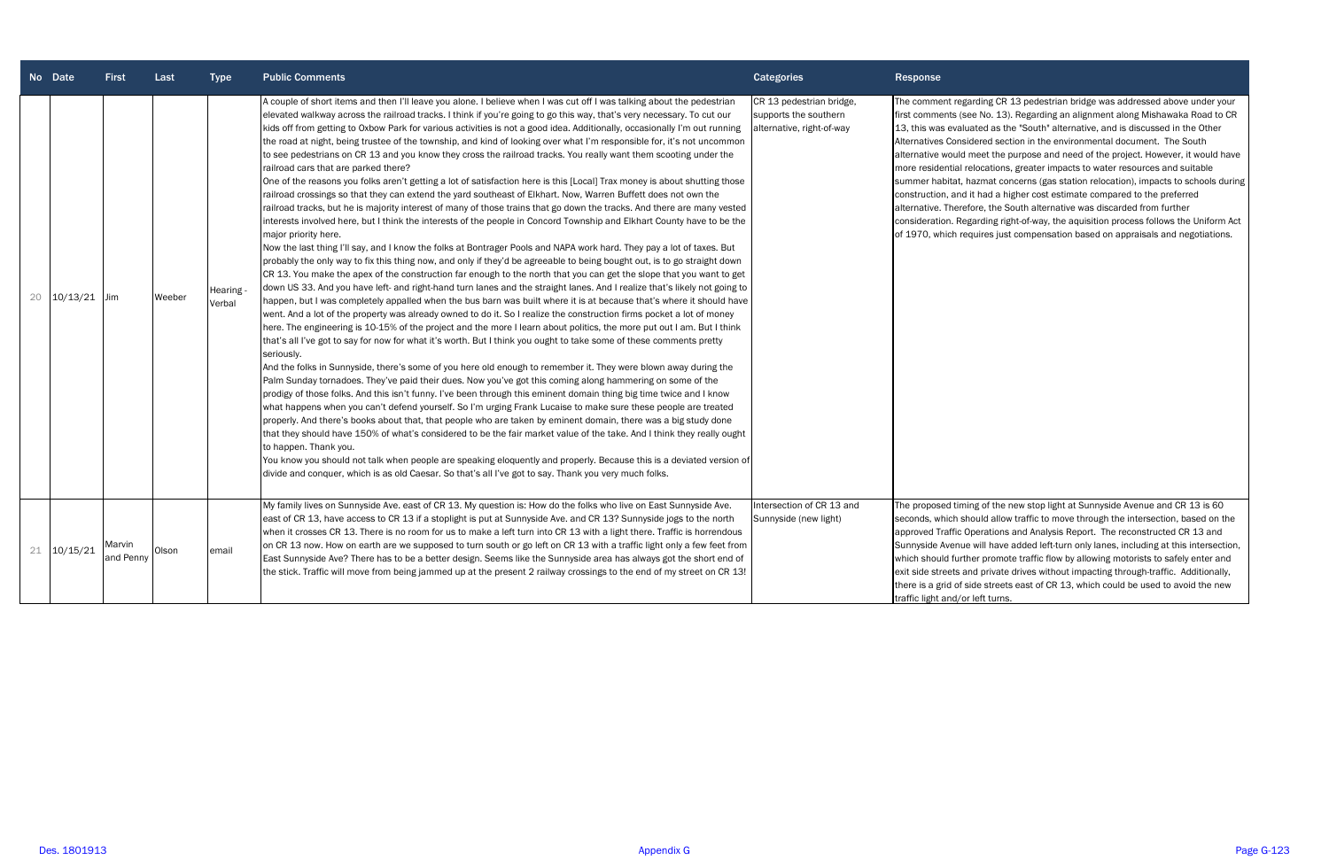| No | Date | First | Last | Type | Public Comments | Categories | Response |
|---|---|---|---|---|---|---|---|
| 20 | 10/13/21 | Jim | Weeber | Hearing - Verbal | A couple of short items and then I'll leave you alone. I believe when I was cut off I was talking about the pedestrian elevated walkway across the railroad tracks. I think if you're going to go this way, that's very necessary. To cut our kids off from getting to Oxbow Park for various activities is not a good idea. Additionally, occasionally I'm out running the road at night, being trustee of the township, and kind of looking over what I'm responsible for, it's not uncommon to see pedestrians on CR 13 and you know they cross the railroad tracks. You really want them scooting under the railroad cars that are parked there?<br>One of the reasons you folks aren't getting a lot of satisfaction here is this [Local] Trax money is about shutting those railroad crossings so that they can extend the yard southeast of Elkhart. Now, Warren Buffett does not own the railroad tracks, but he is majority interest of many of those trains that go down the tracks. And there are many vested interests involved here, but I think the interests of the people in Concord Township and Elkhart County have to be the major priority here.<br>Now the last thing I'll say, and I know the folks at Bontrager Pools and NAPA work hard. They pay a lot of taxes. But probably the only way to fix this thing now, and only if they'd be agreeable to being bought out, is to go straight down CR 13. You make the apex of the construction far enough to the north that you can get the slope that you want to get down US 33. And you have left- and right-hand turn lanes and the straight lanes. And I realize that's likely not going to happen, but I was completely appalled when the bus barn was built where it is at because that's where it should have went. And a lot of the property was already owned to do it. So I realize the construction firms pocket a lot of money here. The engineering is 10-15% of the project and the more I learn about politics, the more put out I am. But I think that's all I've got to say for now for what it's worth. But I think you ought to take some of these comments pretty seriously.<br>And the folks in Sunnyside, there's some of you here old enough to remember it. They were blown away during the Palm Sunday tornadoes. They've paid their dues. Now you've got this coming along hammering on some of the prodigy of those folks. And this isn't funny. I've been through this eminent domain thing big time twice and I know what happens when you can't defend yourself. So I'm urging Frank Lucaise to make sure these people are treated properly. And there's books about that, that people who are taken by eminent domain, there was a big study done that they should have 150% of what's considered to be the fair market value of the take. And I think they really ought to happen. Thank you.<br>You know you should not talk when people are speaking eloquently and properly. Because this is a deviated version of divide and conquer, which is as old Caesar. So that's all I've got to say. Thank you very much folks. | CR 13 pedestrian bridge, supports the southern alternative, right-of-way | The comment regarding CR 13 pedestrian bridge was addressed above under your first comments (see No. 13). Regarding an alignment along Mishawaka Road to CR 13, this was evaluated as the "South" alternative, and is discussed in the Other Alternatives Considered section in the environmental document. The South alternative would meet the purpose and need of the project. However, it would have more residential relocations, greater impacts to water resources and suitable summer habitat, hazmat concerns (gas station relocation), impacts to schools during construction, and it had a higher cost estimate compared to the preferred alternative. Therefore, the South alternative was discarded from further consideration. Regarding right-of-way, the aquisition process follows the Uniform Act of 1970, which requires just compensation based on appraisals and negotiations. |
| 21 | 10/15/21 | Marvin and Penny | Olson | email | My family lives on Sunnyside Ave. east of CR 13. My question is: How do the folks who live on East Sunnyside Ave. have access to CR 13 if a stoplight is put at Sunnyside Ave. and CR 13? Sunnyside jogs to the north when it crosses CR 13. There is no room for us to make a left turn into CR 13 with a light there. Traffic is horrendous on CR 13 now. How on earth are we supposed to turn south or go left on CR 13 with a traffic light only a few feet from East Sunnyside Ave? There has to be a better design. Seems like the Sunnyside area has always got the short end of the stick. Traffic will move from being jammed up at the present 2 railway crossings to the end of my street on CR 13! | Intersection of CR 13 and Sunnyside (new light) | The proposed timing of the new stop light at Sunnyside Avenue and CR 13 is 60 seconds, which should allow traffic to move through the intersection, based on the approved Traffic Operations and Analysis Report. The reconstructed CR 13 and Sunnyside Avenue will have added left-turn only lanes, including at this intersection, which should further promote traffic flow by allowing motorists to safely enter and exit side streets and private drives without impacting through-traffic. Additionally, there is a grid of side streets east of CR 13, which could be used to avoid the new traffic light and/or left turns. |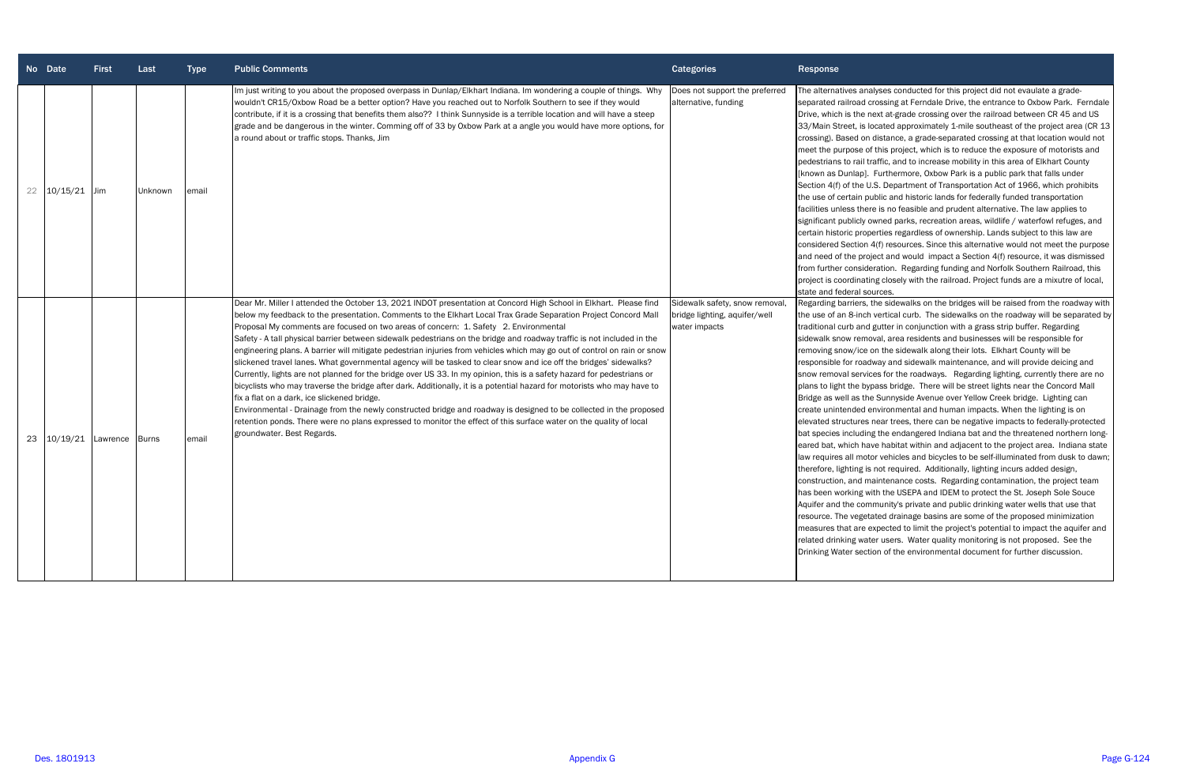| No | Date | First | Last | Type | Public Comments | Categories | Response |
|---|---|---|---|---|---|---|---|
| 22 | 10/15/21 | Jim | Unknown | email | Im just writing to you about the proposed overpass in Dunlap/Elkhart Indiana. Im wondering a couple of things. Why wouldn't CR15/Oxbow Road be a better option? Have you reached out to Norfolk Southern to see if they would contribute, if it is a crossing that benefits them also?? I think Sunnyside is a terrible location and will have a steep grade and be dangerous in the winter. Comming off of 33 by Oxbow Park at a angle you would have more options, for a round about or traffic stops. Thanks, Jim | Does not support the preferred alternative, funding | The alternatives analyses conducted for this project did not evaulate a grade-separated railroad crossing at Ferndale Drive, the entrance to Oxbow Park. Ferndale Drive, which is the next at-grade crossing over the railroad between CR 45 and US 33/Main Street, is located approximately 1-mile southeast of the project area (CR 13 crossing). Based on distance, a grade-separated crossing at that location would not meet the purpose of this project, which is to reduce the exposure of motorists and pedestrians to rail traffic, and to increase mobility in this area of Elkhart County [known as Dunlap]. Furthermore, Oxbow Park is a public park that falls under Section 4(f) of the U.S. Department of Transportation Act of 1966, which prohibits the use of certain public and historic lands for federally funded transportation facilities unless there is no feasible and prudent alternative. The law applies to significant publicly owned parks, recreation areas, wildlife / waterfowl refuges, and certain historic properties regardless of ownership. Lands subject to this law are considered Section 4(f) resources. Since this alternative would not meet the purpose and need of the project and would impact a Section 4(f) resource, it was dismissed from further consideration. Regarding funding and Norfolk Southern Railroad, this project is coordinating closely with the railroad. Project funds are a mixutre of local, state and federal sources. |
| 23 | 10/19/21 | Lawrence | Burns | email | Dear Mr. Miller I attended the October 13, 2021 INDOT presentation at Concord High School in Elkhart. Please find below my feedback to the presentation. Comments to the Elkhart Local Trax Grade Separation Project Concord Mall Proposal My comments are focused on two areas of concern: 1. Safety 2. Environmental<br>Safety - A tall physical barrier between sidewalk pedestrians on the bridge and roadway traffic is not included in the engineering plans. A barrier will mitigate pedestrian injuries from vehicles which may go out of control on rain or snow slickened travel lanes. What governmental agency will be tasked to clear snow and ice off the bridges' sidewalks? Currently, lights are not planned for the bridge over US 33. In my opinion, this is a safety hazard for pedestrians or bicyclists who may traverse the bridge after dark. Additionally, it is a potential hazard for motorists who may have to fix a flat on a dark, ice slickened bridge.<br>Environmental - Drainage from the newly constructed bridge and roadway is designed to be collected in the proposed retention ponds. There were no plans expressed to monitor the effect of this surface water on the quality of local groundwater. Best Regards. | Sidewalk safety, snow removal, bridge lighting, aquifer/well water impacts | Regarding barriers, the sidewalks on the bridges will be raised from the roadway with the use of an 8-inch vertical curb. The sidewalks on the roadway will be separated by traditional curb and gutter in conjunction with a grass strip buffer. Regarding sidewalk snow removal, area residents and businesses will be responsible for removing snow/ice on the sidewalk along their lots. Elkhart County will be responsible for roadway and sidewalk maintenance, and will provide deicing and snow removal services for the roadways. Regarding lighting, currently there are no plans to light the bypass bridge. There will be street lights near the Concord Mall Bridge as well as the Sunnyside Avenue over Yellow Creek bridge. Lighting can create unintended environmental and human impacts. When the lighting is on elevated structures near trees, there can be negative impacts to federally-protected bat species including the endangered Indiana bat and the threatened northern long-eared bat, which have habitat within and adjacent to the project area. Indiana state law requires all motor vehicles and bicycles to be self-illuminated from dusk to dawn; therefore, lighting is not required. Additionally, lighting incurs added design, construction, and maintenance costs. Regarding contamination, the project team has been working with the USEPA and IDEM to protect the St. Joseph Sole Souce Aquifer and the community's private and public drinking water wells that use that resource. The vegetated drainage basins are some of the proposed minimization measures that are expected to limit the project's potential to impact the aquifer and related drinking water users. Water quality monitoring is not proposed. See the Drinking Water section of the environmental document for further discussion. |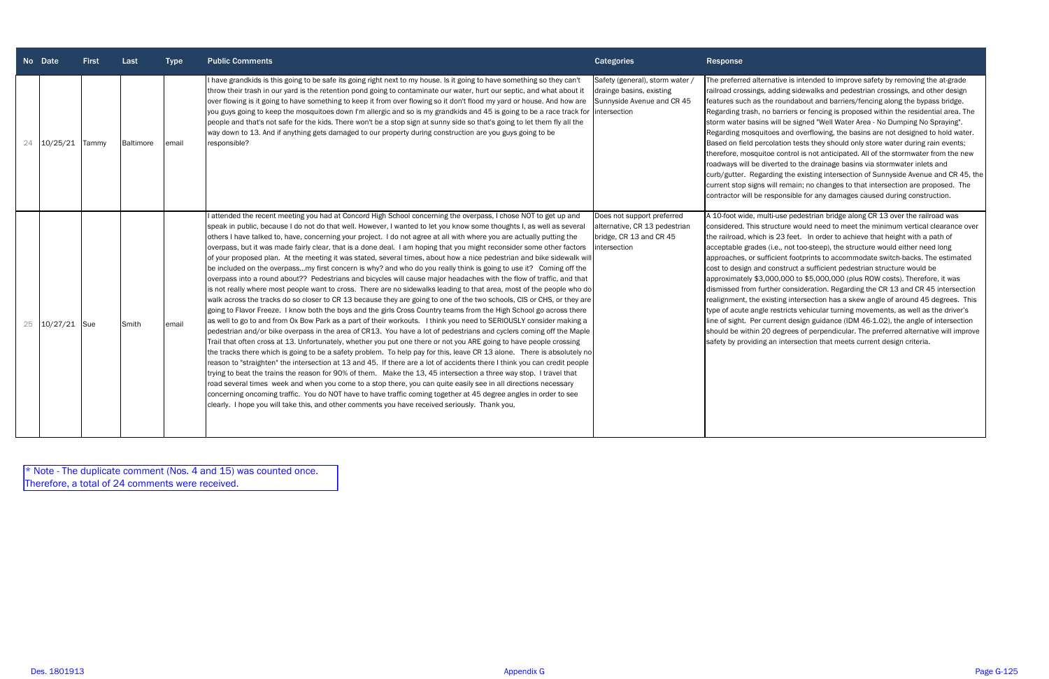| No | Date | First | Last | Type | Public Comments | Categories | Response |
|---|---|---|---|---|---|---|---|
| 24 | 10/25/21 | Tammy | Baltimore | email | I have grandkids is this going to be safe its going right next to my house. Is it going to have something so they can't throw their trash in our yard is the retention pond going to contaminate our water, hurt our septic, and what about it over flowing is it going to have something to keep it from over flowing so it don't flood my yard or house. And how are you guys going to keep the mosquitoes down I'm allergic and so is my grandkids and 45 is going to be a race track for people and that's not safe for the kids. There won't be a stop sign at sunny side so that's going to let them fly all the way down to 13. And if anything gets damaged to our property during construction are you guys going to be responsible? | Safety (general), storm water / drainge basins, existing Sunnyside Avenue and CR 45 intersection | The preferred alternative is intended to improve safety by removing the at-grade railroad crossings, adding sidewalks and pedestrian crossings, and other design features such as the roundabout and barriers/fencing along the bypass bridge. Regarding trash, no barriers or fencing is proposed within the residential area. The storm water basins will be signed "Well Water Area - No Dumping No Spraying". Regarding mosquitoes and overflowing, the basins are not designed to hold water. Based on field percolation tests they should only store water during rain events; therefore, mosquitoe control is not anticipated. All of the stormwater from the new roadways will be diverted to the drainage basins via stormwater inlets and curb/gutter. Regarding the existing intersection of Sunnyside Avenue and CR 45, the current stop signs will remain; no changes to that intersection are proposed. The contractor will be responsible for any damages caused during construction. |
| 25 | 10/27/21 | Sue | Smith | email | I attended the recent meeting you had at Concord High School concerning the overpass, I chose NOT to get up and speak in public, because I do not do that well. However, I wanted to let you know some thoughts I, as well as several others I have talked to, have, concerning your project. I do not agree at all with where you are actually putting the overpass, but it was made fairly clear, that is a done deal. I am hoping that you might reconsider some other factors of your proposed plan. At the meeting it was stated, several times, about how a nice pedestrian and bike sidewalk will be included on the overpass...my first concern is why? and who do you really think is going to use it? Coming off the overpass into a round about?? Pedestrians and bicycles will cause major headaches with the flow of traffic, and that is not really where most people want to cross. There are no sidewalks leading to that area, most of the people who do walk across the tracks do so closer to CR 13 because they are going to one of the two schools, CIS or CHS, or they are going to Flavor Freeze. I know both the boys and the girls Cross Country teams from the High School go across there as well to go to and from Ox Bow Park as a part of their workouts. I think you need to SERIOUSLY consider making a pedestrian and/or bike overpass in the area of CR13. You have a lot of pedestrians and cyclers coming off the Maple Trail that often cross at 13. Unfortunately, whether you put one there or not you ARE going to have people crossing the tracks there which is going to be a safety problem. To help pay for this, leave CR 13 alone. There is absolutely no reason to "straighten" the intersection at 13 and 45. If there are a lot of accidents there I think you can credit people trying to beat the trains the reason for 90% of them. Make the 13, 45 intersection a three way stop. I travel that road several times week and when you come to a stop there, you can quite easily see in all directions necessary concerning oncoming traffic. You do NOT have to have traffic coming together at 45 degree angles in order to see clearly. I hope you will take this, and other comments you have received seriously. Thank you, | Does not support preferred alternative, CR 13 pedestrian bridge, CR 13 and CR 45 intersection | A 10-foot wide, multi-use pedestrian bridge along CR 13 over the railroad was considered. This structure would need to meet the minimum vertical clearance over the railroad, which is 23 feet. In order to achieve that height with a path of acceptable grades (i.e., not too-steep), the structure would either need long approaches, or sufficient footprints to accommodate switch-backs. The estimated cost to design and construct a sufficient pedestrian structure would be approximately $3,000,000 to $5,000,000 (plus ROW costs). Therefore, it was dismissed from further consideration. Regarding the CR 13 and CR 45 intersection realignment, the existing intersection has a skew angle of around 45 degrees. This type of acute angle restricts vehicular turning movements, as well as the driver's line of sight. Per current design guidance (IDM 46-1.02), the angle of intersection should be within 20 degrees of perpendicular. The preferred alternative will improve safety by providing an intersection that meets current design criteria. |

* Note - The duplicate comment (Nos. 4 and 15) was counted once. Therefore, a total of 24 comments were received.